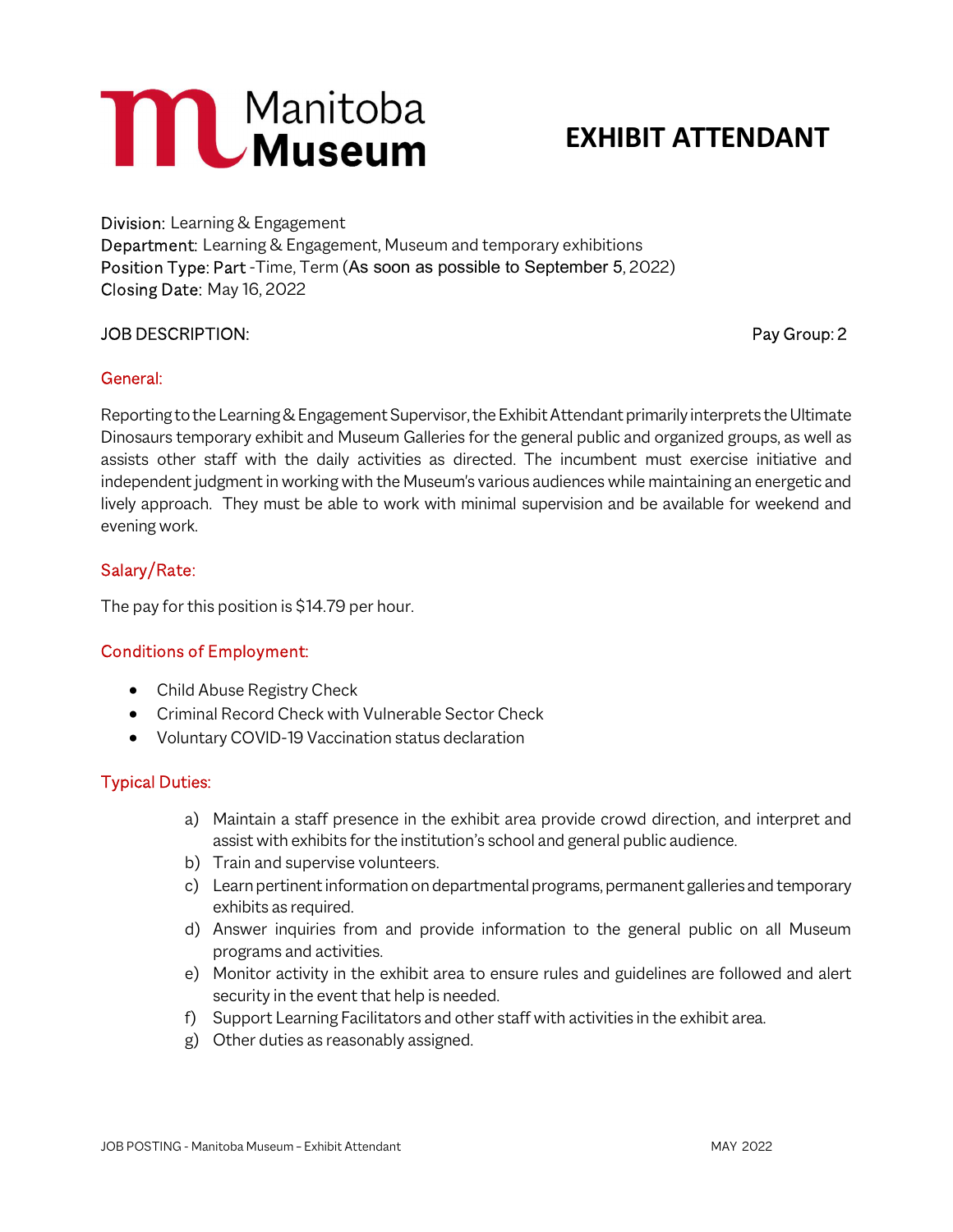Manitoba Museum

# EXHIBIT ATTENDANT

Division: Learning & Engagement
Department: Learning & Engagement, Museum and temporary exhibitions
Position Type: Part -Time, Term (As soon as possible to September 5, 2022)
Closing Date: May 16, 2022

JOB DESCRIPTION: Pay Group: 2

## General:

Reporting to the Learning & Engagement Supervisor, the Exhibit Attendant primarily interprets the Ultimate Dinosaurs temporary exhibit and Museum Galleries for the general public and organized groups, as well as assists other staff with the daily activities as directed. The incumbent must exercise initiative and independent judgment in working with the Museum's various audiences while maintaining an energetic and lively approach. They must be able to work with minimal supervision and be available for weekend and evening work.

## Salary/Rate:

The pay for this position is $14.79 per hour.

## Conditions of Employment:

- Child Abuse Registry Check
- Criminal Record Check with Vulnerable Sector Check
- Voluntary COVID-19 Vaccination status declaration

## Typical Duties:

a) Maintain a staff presence in the exhibit area provide crowd direction, and interpret and assist with exhibits for the institution's school and general public audience.
b) Train and supervise volunteers.
c) Learn pertinent information on departmental programs, permanent galleries and temporary exhibits as required.
d) Answer inquiries from and provide information to the general public on all Museum programs and activities.
e) Monitor activity in the exhibit area to ensure rules and guidelines are followed and alert security in the event that help is needed.
f) Support Learning Facilitators and other staff with activities in the exhibit area.
g) Other duties as reasonably assigned.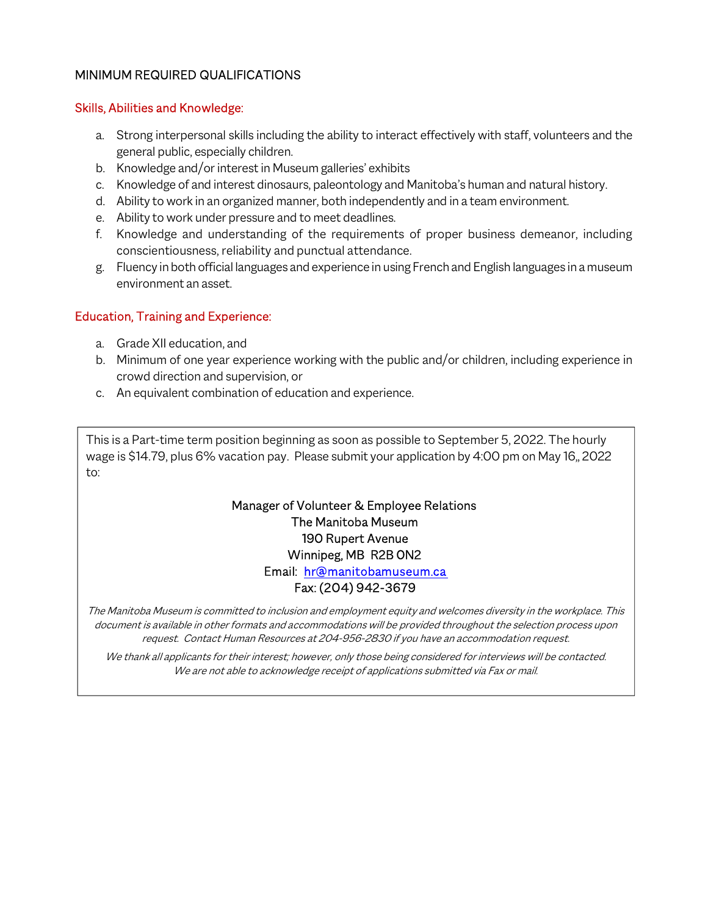## MINIMUM REQUIRED QUALIFICATIONS

### Skills, Abilities and Knowledge:

a. Strong interpersonal skills including the ability to interact effectively with staff, volunteers and the general public, especially children.
b. Knowledge and/or interest in Museum galleries' exhibits
c. Knowledge of and interest dinosaurs, paleontology and Manitoba's human and natural history.
d. Ability to work in an organized manner, both independently and in a team environment.
e. Ability to work under pressure and to meet deadlines.
f. Knowledge and understanding of the requirements of proper business demeanor, including conscientiousness, reliability and punctual attendance.
g. Fluency in both official languages and experience in using French and English languages in a museum environment an asset.

### Education, Training and Experience:

a. Grade XII education, and
b. Minimum of one year experience working with the public and/or children, including experience in crowd direction and supervision, or
c. An equivalent combination of education and experience.

This is a Part-time term position beginning as soon as possible to September 5, 2022. The hourly wage is $14.79, plus 6% vacation pay. Please submit your application by 4:00 pm on May 16,, 2022 to:

Manager of Volunteer & Employee Relations
The Manitoba Museum
190 Rupert Avenue
Winnipeg, MB R2B 0N2
Email: hr@manitobamuseum.ca
Fax: (204) 942-3679

*The Manitoba Museum is committed to inclusion and employment equity and welcomes diversity in the workplace. This document is available in other formats and accommodations will be provided throughout the selection process upon request. Contact Human Resources at 204-956-2830 if you have an accommodation request.*

*We thank all applicants for their interest; however, only those being considered for interviews will be contacted. We are not able to acknowledge receipt of applications submitted via Fax or mail.*